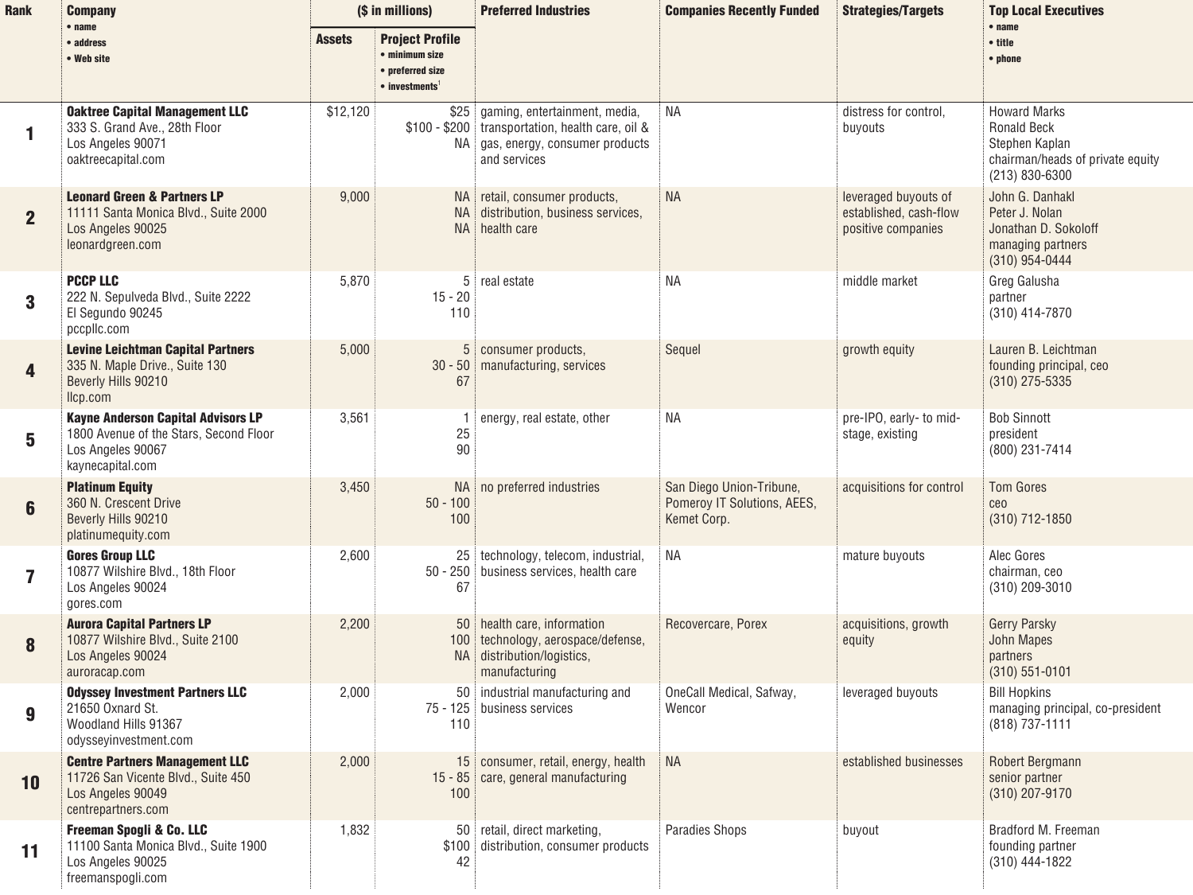| Rank | Company • name • address • Web site | ($ in millions) | | Preferred Industries | Companies Recently Funded | Strategies/Targets | Top Local Executives • name • title • phone |
|---|---|---|---|---|---|---|---|
| | | Assets | Project Profile • minimum size • preferred size • investments[1] | | | | |
| 1 | **Oaktree Capital Management LLC** 333 S. Grand Ave., 28th Floor Los Angeles 90071 oaktreecapital.com | $12,120 | $25 $100 - $200 NA | gaming, entertainment, media, transportation, health care, oil & gas, energy, consumer products and services | NA | distress for control, buyouts | Howard Marks Ronald Beck Stephen Kaplan chairman/heads of private equity (213) 830-6300 |
| 2 | **Leonard Green & Partners LP** 11111 Santa Monica Blvd., Suite 2000 Los Angeles 90025 leonardgreen.com | 9,000 | NA NA NA | retail, consumer products, distribution, business services, health care | NA | leveraged buyouts of established, cash-flow positive companies | John G. Danhakl Peter J. Nolan Jonathan D. Sokoloff managing partners (310) 954-0444 |
| 3 | **PCCP LLC** 222 N. Sepulveda Blvd., Suite 2222 El Segundo 90245 pccpllc.com | 5,870 | 5 15 - 20 110 | real estate | NA | middle market | Greg Galusha partner (310) 414-7870 |
| 4 | **Levine Leichtman Capital Partners** 335 N. Maple Drive., Suite 130 Beverly Hills 90210 llcp.com | 5,000 | 5 30 - 50 67 | consumer products, manufacturing, services | Sequel | growth equity | Lauren B. Leichtman founding principal, ceo (310) 275-5335 |
| 5 | **Kayne Anderson Capital Advisors LP** 1800 Avenue of the Stars, Second Floor Los Angeles 90067 kaynecapital.com | 3,561 | 1 25 90 | energy, real estate, other | NA | pre-IPO, early- to mid-stage, existing | Bob Sinnott president (800) 231-7414 |
| 6 | **Platinum Equity** 360 N. Crescent Drive Beverly Hills 90210 platinumequity.com | 3,450 | NA 50 - 100 100 | no preferred industries | San Diego Union-Tribune, Pomeroy IT Solutions, AEES, Kemet Corp. | acquisitions for control | Tom Gores ceo (310) 712-1850 |
| 7 | **Gores Group LLC** 10877 Wilshire Blvd., 18th Floor Los Angeles 90024 gores.com | 2,600 | 25 50 - 250 67 | technology, telecom, industrial, business services, health care | NA | mature buyouts | Alec Gores chairman, ceo (310) 209-3010 |
| 8 | **Aurora Capital Partners LP** 10877 Wilshire Blvd., Suite 2100 Los Angeles 90024 auroracap.com | 2,200 | 50 100 NA | health care, information technology, aerospace/defense, distribution/logistics, manufacturing | Recovercare, Porex | acquisitions, growth equity | Gerry Parsky John Mapes partners (310) 551-0101 |
| 9 | **Odyssey Investment Partners LLC** 21650 Oxnard St. Woodland Hills 91367 odysseyinvestment.com | 2,000 | 50 75 - 125 110 | industrial manufacturing and business services | OneCall Medical, Safway, Wencor | leveraged buyouts | Bill Hopkins managing principal, co-president (818) 737-1111 |
| 10 | **Centre Partners Management LLC** 11726 San Vicente Blvd., Suite 450 Los Angeles 90049 centrepartners.com | 2,000 | 15 15 - 85 100 | consumer, retail, energy, health care, general manufacturing | NA | established businesses | Robert Bergmann senior partner (310) 207-9170 |
| 11 | **Freeman Spogli & Co. LLC** 11100 Santa Monica Blvd., Suite 1900 Los Angeles 90025 freemanspogli.com | 1,832 | 50 $100 42 | retail, direct marketing, distribution, consumer products | Paradies Shops | buyout | Bradford M. Freeman founding partner (310) 444-1822 |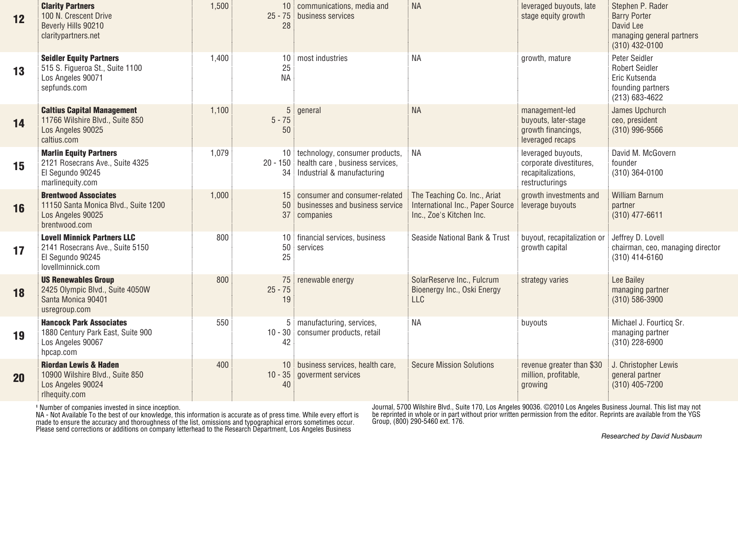| | | | | | | | |
|---|---|---|---|---|---|---|---|
| 12 | **Clarity Partners**<br>100 N. Crescent Drive<br>Beverly Hills 90210<br>claritypartners.net | 1,500 | 10<br>25 - 75<br>28 | communications, media and business services | NA | leveraged buyouts, late stage equity growth | Stephen P. Rader<br>Barry Porter<br>David Lee<br>managing general partners<br>(310) 432-0100 |
| 13 | **Seidler Equity Partners**<br>515 S. Figueroa St., Suite 1100<br>Los Angeles 90071<br>sepfunds.com | 1,400 | 10<br>25<br>NA | most industries | NA | growth, mature | Peter Seidler<br>Robert Seidler<br>Eric Kutsenda<br>founding partners<br>(213) 683-4622 |
| 14 | **Caltius Capital Management**<br>11766 Wilshire Blvd., Suite 850<br>Los Angeles 90025<br>caltius.com | 1,100 | 5<br>5 - 75<br>50 | general | NA | management-led buyouts, later-stage growth financings, leveraged recaps | James Upchurch<br>ceo, president<br>(310) 996-9566 |
| 15 | **Marlin Equity Partners**<br>2121 Rosecrans Ave., Suite 4325<br>El Segundo 90245<br>marlinequity.com | 1,079 | 10<br>20 - 150<br>34 | technology, consumer products, health care , business services, Industrial & manufacturing | NA | leveraged buyouts, corporate divestitures, recapitalizations, restructurings | David M. McGovern<br>founder<br>(310) 364-0100 |
| 16 | **Brentwood Associates**<br>11150 Santa Monica Blvd., Suite 1200<br>Los Angeles 90025<br>brentwood.com | 1,000 | 15<br>50<br>37 | consumer and consumer-related businesses and business service companies | The Teaching Co. Inc., Ariat International Inc., Paper Source Inc., Zoe's Kitchen Inc. | growth investments and leverage buyouts | William Barnum<br>partner<br>(310) 477-6611 |
| 17 | **Lovell Minnick Partners LLC**<br>2141 Rosecrans Ave., Suite 5150<br>El Segundo 90245<br>lovellminnick.com | 800 | 10<br>50<br>25 | financial services, business services | Seaside National Bank & Trust | buyout, recapitalization or growth capital | Jeffrey D. Lovell<br>chairman, ceo, managing director<br>(310) 414-6160 |
| 18 | **US Renewables Group**<br>2425 Olympic Blvd., Suite 4050W<br>Santa Monica 90401<br>usregroup.com | 800 | 75<br>25 - 75<br>19 | renewable energy | SolarReserve Inc., Fulcrum Bioenergy Inc., Oski Energy LLC | strategy varies | Lee Bailey<br>managing partner<br>(310) 586-3900 |
| 19 | **Hancock Park Associates**<br>1880 Century Park East, Suite 900<br>Los Angeles 90067<br>hpcap.com | 550 | 5<br>10 - 30<br>42 | manufacturing, services, consumer products, retail | NA | buyouts | Michael J. Fourticq Sr.<br>managing partner<br>(310) 228-6900 |
| 20 | **Riordan Lewis & Haden**<br>10900 Wilshire Blvd., Suite 850<br>Los Angeles 90024<br>rlhequity.com | 400 | 10<br>10 - 35<br>40 | business services, health care, goverment services | Secure Mission Solutions | revenue greater than $30 million, profitable, growing | J. Christopher Lewis<br>general partner<br>(310) 405-7200 |

[1] Number of companies invested in since inception.
NA - Not Available To the best of our knowledge, this information is accurate as of press time. While every effort is made to ensure the accuracy and thoroughness of the list, omissions and typographical errors sometimes occur. Please send corrections or additions on company letterhead to the Research Department, Los Angeles Business Journal, 5700 Wilshire Blvd., Suite 170, Los Angeles 90036. ©2010 Los Angeles Business Journal. This list may not be reprinted in whole or in part without prior written permission from the editor. Reprints are available from the YGS Group, (800) 290-5460 ext. 176.

*Researched by David Nusbaum*